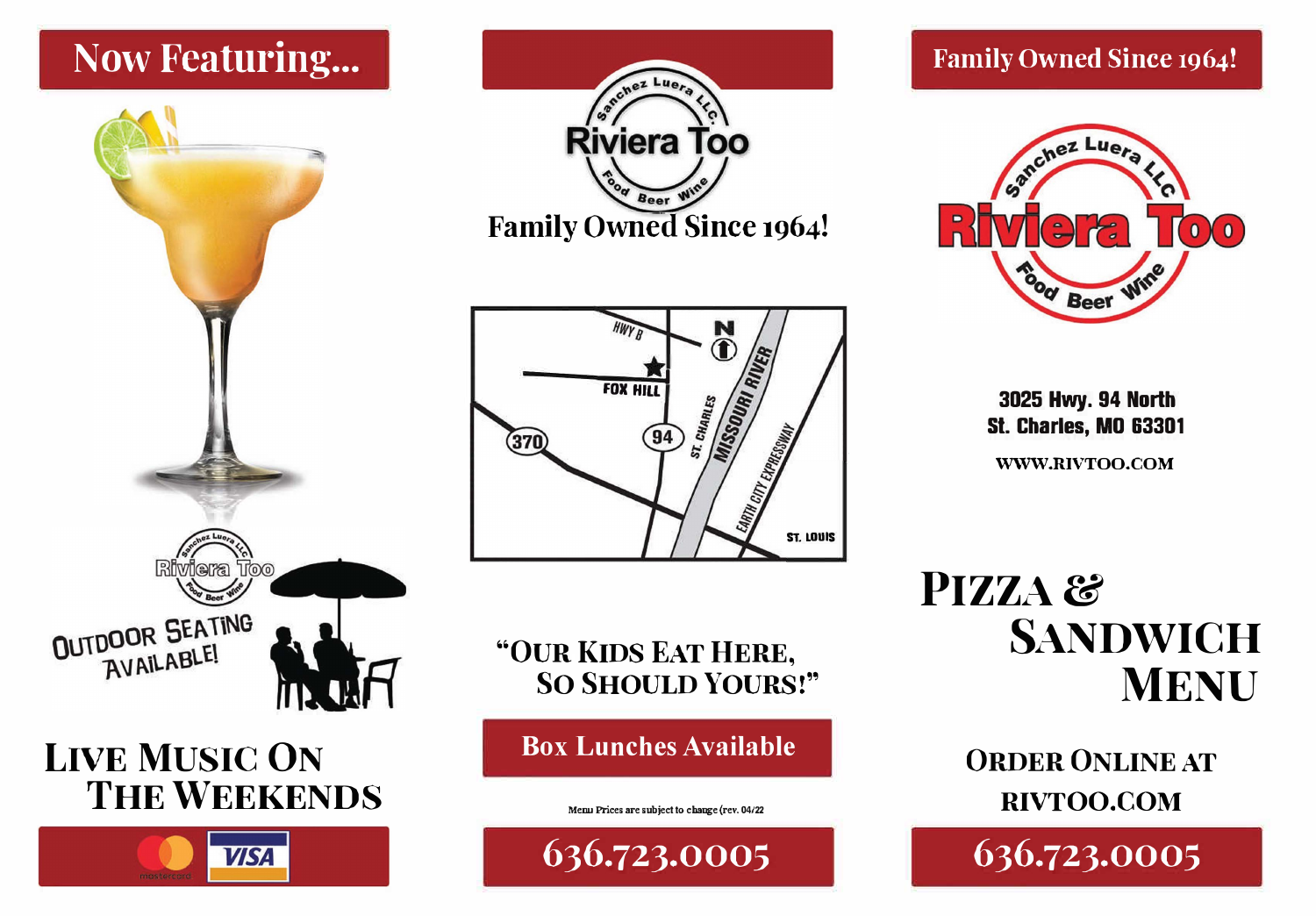## Now Featuring...

Riviera Too

Outdoor Seating Available!

## Live Music On The Weekends

Riviera Too

Sanchez Luera LLC.

Food Beer Wine

**Family Owned Since 1964!**

HWY B

FOX HILL

370

94

ST. CHARLES

MISSOURI RIVER

EARTH CITY EXPRESSWAY

ST. LOUIS

N

"Our Kids Eat Here, So Should Yours!"

**Box Lunches Available**

Menu Prices are subject to change (rev. 04/22

636.723.0005

## Family Owned Since 1964!

Sanchez Luera LLC

# Riviera Too

Food Beer Wine

3025 Hwy. 94 North
St. Charles, MO 63301

WWW.RIVTOO.COM

# Pizza & Sandwich Menu

Order Online at RIVTOO.COM

636.723.0005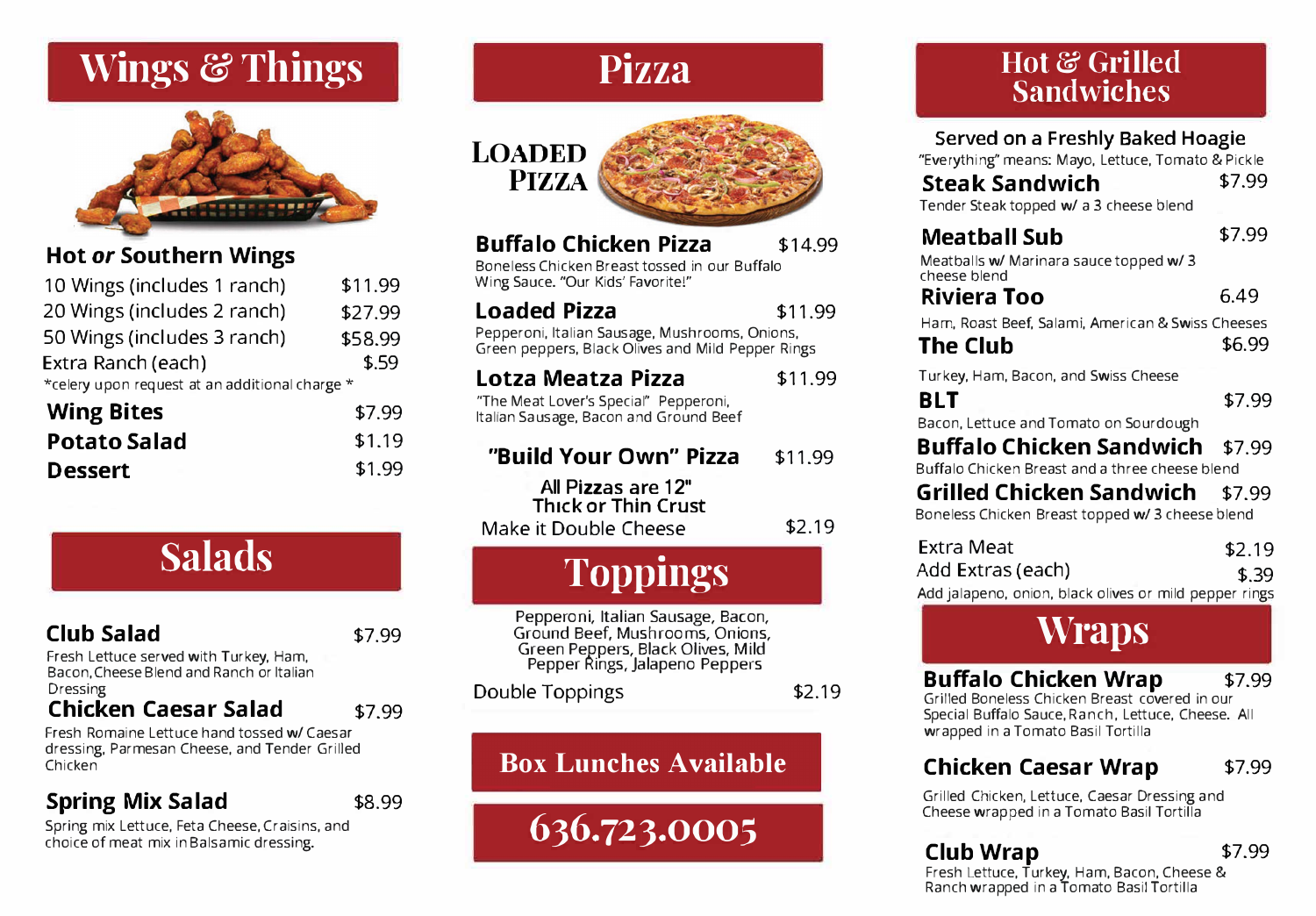# Wings & Things

## Hot *or* Southern Wings

| | |
|---|---|
| 10 Wings (includes 1 ranch) | $11.99 |
| 20 Wings (includes 2 ranch) | $27.99 |
| 50 Wings (includes 3 ranch) | $58.99 |
| Extra Ranch (each) | $.59 |

*celery upon request at an additional charge *

| | |
|---|---|
| **Wing Bites** | $7.99 |
| **Potato Salad** | $1.19 |
| **Dessert** | $1.99 |

# Salads

**Club Salad** $7.99

Fresh Lettuce served with Turkey, Ham, Bacon, Cheese Blend and Ranch or Italian Dressing

**Chicken Caesar Salad** $7.99

Fresh Romaine Lettuce hand tossed w/ Caesar dressing, Parmesan Cheese, and Tender Grilled Chicken

**Spring Mix Salad** $8.99

Spring mix Lettuce, Feta Cheese, Craisins, and choice of meat mix in Balsamic dressing.

# Pizza

LOADED PIZZA

**Buffalo Chicken Pizza** $14.99

Boneless Chicken Breast tossed in our Buffalo Wing Sauce. "Our Kids' Favorite!"

**Loaded Pizza** $11.99

Pepperoni, Italian Sausage, Mushrooms, Onions, Green peppers, Black Olives and Mild Pepper Rings

**Lotza Meatza Pizza** $11.99

"The Meat Lover's Special" Pepperoni, Italian Sausage, Bacon and Ground Beef

**"Build Your Own" Pizza** $11.99

All Pizzas are 12"
Thick or Thin Crust

Make it Double Cheese $2.19

# Toppings

Pepperoni, Italian Sausage, Bacon, Ground Beef, Mushrooms, Onions, Green Peppers, Black Olives, Mild Pepper Rings, Jalapeno Peppers

Double Toppings $2.19

**Box Lunches Available**

**636.723.0005**

# Hot & Grilled Sandwiches

Served on a Freshly Baked Hoagie

"Everything" means: Mayo, Lettuce, Tomato & Pickle

**Steak Sandwich** $7.99

Tender Steak topped w/ a 3 cheese blend

**Meatball Sub** $7.99

Meatballs w/ Marinara sauce topped w/ 3 cheese blend

**Riviera Too** 6.49

Ham, Roast Beef, Salami, American & Swiss Cheeses

**The Club** $6.99

Turkey, Ham, Bacon, and Swiss Cheese

**BLT** $7.99

Bacon, Lettuce and Tomato on Sourdough

**Buffalo Chicken Sandwich** $7.99

Buffalo Chicken Breast and a three cheese blend

**Grilled Chicken Sandwich** $7.99

Boneless Chicken Breast topped w/ 3 cheese blend

| | |
|---|---|
| Extra Meat | $2.19 |
| Add Extras (each) | $.39 |

Add jalapeno, onion, black olives or mild pepper rings

# Wraps

**Buffalo Chicken Wrap** $7.99

Grilled Boneless Chicken Breast covered in our Special Buffalo Sauce, Ranch, Lettuce, Cheese. All wrapped in a Tomato Basil Tortilla

**Chicken Caesar Wrap** $7.99

Grilled Chicken, Lettuce, Caesar Dressing and Cheese wrapped in a Tomato Basil Tortilla

**Club Wrap** $7.99

Fresh Lettuce, Turkey, Ham, Bacon, Cheese & Ranch wrapped in a Tomato Basil Tortilla